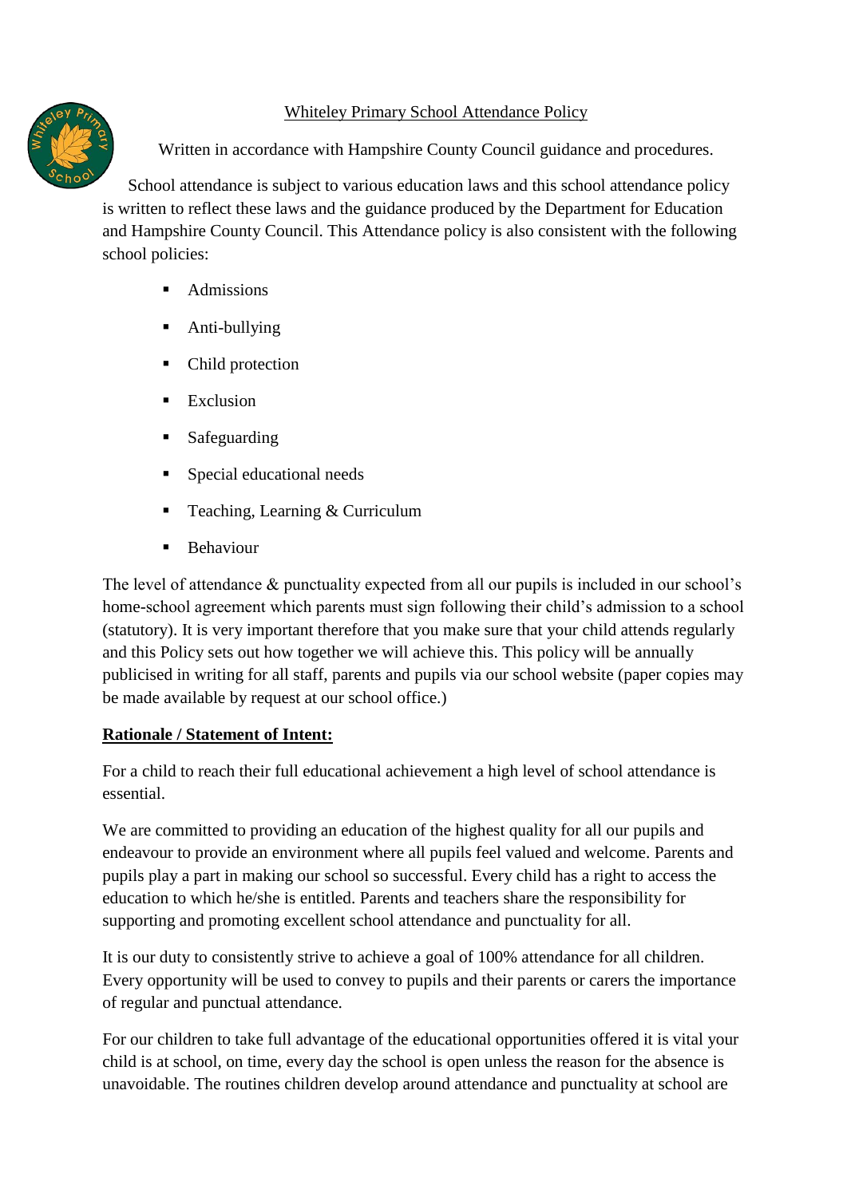# Whiteley Primary School Attendance Policy

Written in accordance with Hampshire County Council guidance and procedures.

School attendance is subject to various education laws and this school attendance policy is written to reflect these laws and the guidance produced by the Department for Education and Hampshire County Council. This Attendance policy is also consistent with the following school policies:

- Admissions
- Anti-bullying
- Child protection
- Exclusion
- Safeguarding
- Special educational needs
- Teaching, Learning & Curriculum
- Behaviour

The level of attendance & punctuality expected from all our pupils is included in our school's home-school agreement which parents must sign following their child's admission to a school (statutory). It is very important therefore that you make sure that your child attends regularly and this Policy sets out how together we will achieve this. This policy will be annually publicised in writing for all staff, parents and pupils via our school website (paper copies may be made available by request at our school office.)

## Rationale / Statement of Intent:

For a child to reach their full educational achievement a high level of school attendance is essential.

We are committed to providing an education of the highest quality for all our pupils and endeavour to provide an environment where all pupils feel valued and welcome. Parents and pupils play a part in making our school so successful. Every child has a right to access the education to which he/she is entitled. Parents and teachers share the responsibility for supporting and promoting excellent school attendance and punctuality for all.

It is our duty to consistently strive to achieve a goal of 100% attendance for all children. Every opportunity will be used to convey to pupils and their parents or carers the importance of regular and punctual attendance.

For our children to take full advantage of the educational opportunities offered it is vital your child is at school, on time, every day the school is open unless the reason for the absence is unavoidable. The routines children develop around attendance and punctuality at school are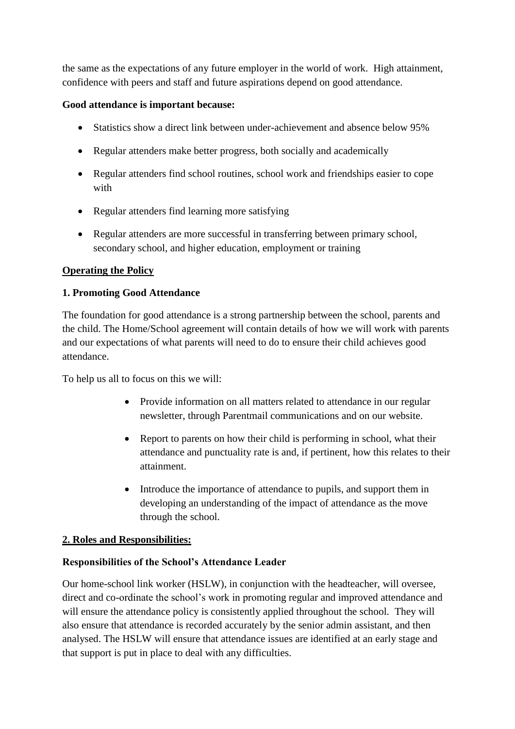the same as the expectations of any future employer in the world of work. High attainment, confidence with peers and staff and future aspirations depend on good attendance.

**Good attendance is important because:**

- Statistics show a direct link between under-achievement and absence below 95%
- Regular attenders make better progress, both socially and academically
- Regular attenders find school routines, school work and friendships easier to cope with
- Regular attenders find learning more satisfying
- Regular attenders are more successful in transferring between primary school, secondary school, and higher education, employment or training

## Operating the Policy

### 1. Promoting Good Attendance

The foundation for good attendance is a strong partnership between the school, parents and the child. The Home/School agreement will contain details of how we will work with parents and our expectations of what parents will need to do to ensure their child achieves good attendance.

To help us all to focus on this we will:

- Provide information on all matters related to attendance in our regular newsletter, through Parentmail communications and on our website.
- Report to parents on how their child is performing in school, what their attendance and punctuality rate is and, if pertinent, how this relates to their attainment.
- Introduce the importance of attendance to pupils, and support them in developing an understanding of the impact of attendance as the move through the school.

## 2. Roles and Responsibilities:

### Responsibilities of the School's Attendance Leader

Our home-school link worker (HSLW), in conjunction with the headteacher, will oversee, direct and co-ordinate the school's work in promoting regular and improved attendance and will ensure the attendance policy is consistently applied throughout the school. They will also ensure that attendance is recorded accurately by the senior admin assistant, and then analysed. The HSLW will ensure that attendance issues are identified at an early stage and that support is put in place to deal with any difficulties.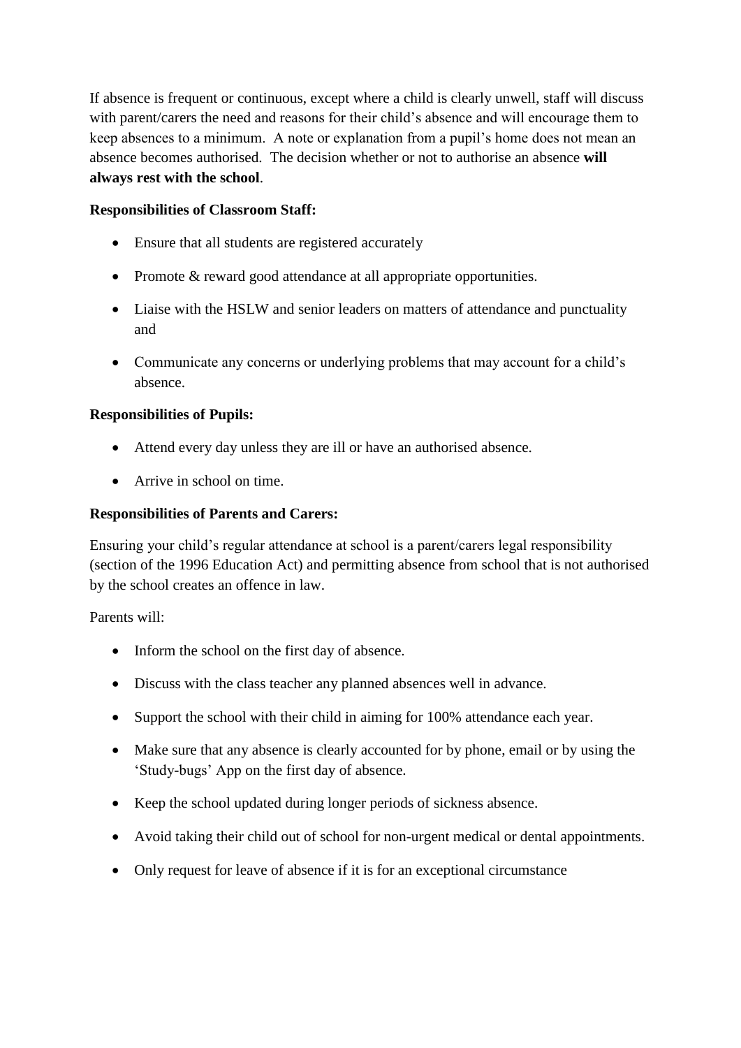If absence is frequent or continuous, except where a child is clearly unwell, staff will discuss with parent/carers the need and reasons for their child's absence and will encourage them to keep absences to a minimum. A note or explanation from a pupil's home does not mean an absence becomes authorised. The decision whether or not to authorise an absence **will always rest with the school**.

**Responsibilities of Classroom Staff:**

- Ensure that all students are registered accurately
- Promote & reward good attendance at all appropriate opportunities.
- Liaise with the HSLW and senior leaders on matters of attendance and punctuality and
- Communicate any concerns or underlying problems that may account for a child's absence.

**Responsibilities of Pupils:**

- Attend every day unless they are ill or have an authorised absence.
- Arrive in school on time.

**Responsibilities of Parents and Carers:**

Ensuring your child's regular attendance at school is a parent/carers legal responsibility (section of the 1996 Education Act) and permitting absence from school that is not authorised by the school creates an offence in law.

Parents will:

- Inform the school on the first day of absence.
- Discuss with the class teacher any planned absences well in advance.
- Support the school with their child in aiming for 100% attendance each year.
- Make sure that any absence is clearly accounted for by phone, email or by using the 'Study-bugs' App on the first day of absence.
- Keep the school updated during longer periods of sickness absence.
- Avoid taking their child out of school for non-urgent medical or dental appointments.
- Only request for leave of absence if it is for an exceptional circumstance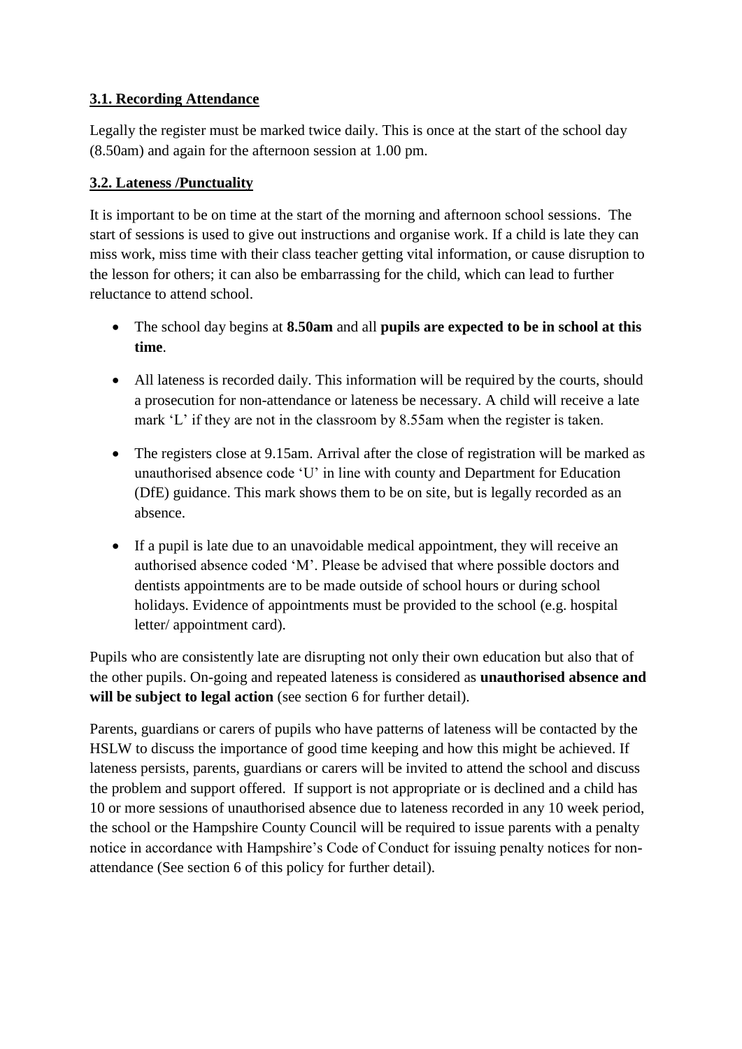### 3.1. Recording Attendance

Legally the register must be marked twice daily. This is once at the start of the school day (8.50am) and again for the afternoon session at 1.00 pm.

### 3.2. Lateness /Punctuality

It is important to be on time at the start of the morning and afternoon school sessions. The start of sessions is used to give out instructions and organise work. If a child is late they can miss work, miss time with their class teacher getting vital information, or cause disruption to the lesson for others; it can also be embarrassing for the child, which can lead to further reluctance to attend school.

- The school day begins at **8.50am** and all **pupils are expected to be in school at this time**.
- All lateness is recorded daily. This information will be required by the courts, should a prosecution for non-attendance or lateness be necessary. A child will receive a late mark 'L' if they are not in the classroom by 8.55am when the register is taken.
- The registers close at 9.15am. Arrival after the close of registration will be marked as unauthorised absence code 'U' in line with county and Department for Education (DfE) guidance. This mark shows them to be on site, but is legally recorded as an absence.
- If a pupil is late due to an unavoidable medical appointment, they will receive an authorised absence coded 'M'. Please be advised that where possible doctors and dentists appointments are to be made outside of school hours or during school holidays. Evidence of appointments must be provided to the school (e.g. hospital letter/ appointment card).

Pupils who are consistently late are disrupting not only their own education but also that of the other pupils. On-going and repeated lateness is considered as **unauthorised absence and will be subject to legal action** (see section 6 for further detail).

Parents, guardians or carers of pupils who have patterns of lateness will be contacted by the HSLW to discuss the importance of good time keeping and how this might be achieved. If lateness persists, parents, guardians or carers will be invited to attend the school and discuss the problem and support offered. If support is not appropriate or is declined and a child has 10 or more sessions of unauthorised absence due to lateness recorded in any 10 week period, the school or the Hampshire County Council will be required to issue parents with a penalty notice in accordance with Hampshire's Code of Conduct for issuing penalty notices for non-attendance (See section 6 of this policy for further detail).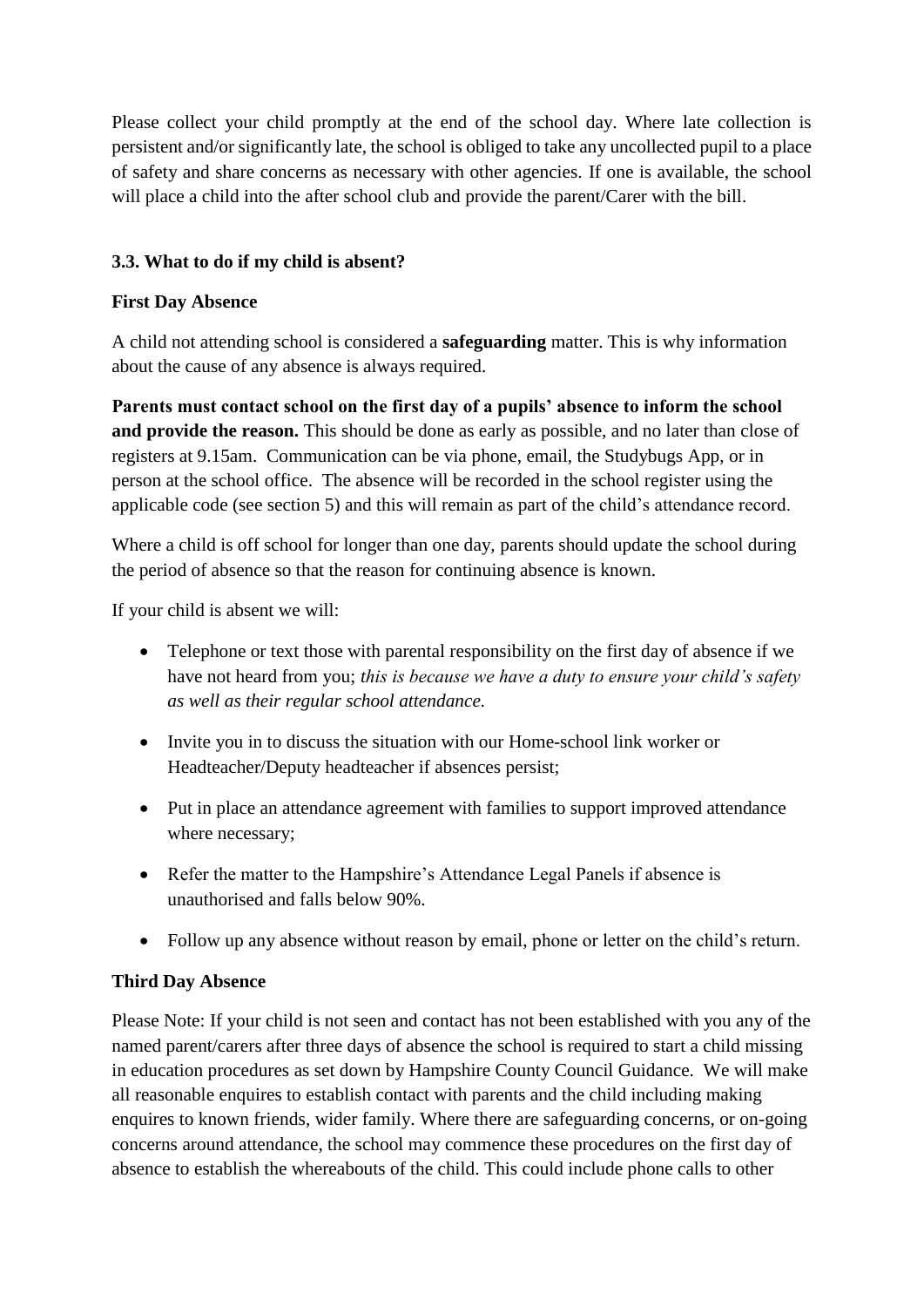Please collect your child promptly at the end of the school day. Where late collection is persistent and/or significantly late, the school is obliged to take any uncollected pupil to a place of safety and share concerns as necessary with other agencies. If one is available, the school will place a child into the after school club and provide the parent/Carer with the bill.

### 3.3. What to do if my child is absent?

**First Day Absence**

A child not attending school is considered a **safeguarding** matter. This is why information about the cause of any absence is always required.

**Parents must contact school on the first day of a pupils' absence to inform the school and provide the reason.** This should be done as early as possible, and no later than close of registers at 9.15am. Communication can be via phone, email, the Studybugs App, or in person at the school office. The absence will be recorded in the school register using the applicable code (see section 5) and this will remain as part of the child's attendance record.

Where a child is off school for longer than one day, parents should update the school during the period of absence so that the reason for continuing absence is known.

If your child is absent we will:

- Telephone or text those with parental responsibility on the first day of absence if we have not heard from you; *this is because we have a duty to ensure your child's safety as well as their regular school attendance.*
- Invite you in to discuss the situation with our Home-school link worker or Headteacher/Deputy headteacher if absences persist;
- Put in place an attendance agreement with families to support improved attendance where necessary;
- Refer the matter to the Hampshire's Attendance Legal Panels if absence is unauthorised and falls below 90%.
- Follow up any absence without reason by email, phone or letter on the child's return.

**Third Day Absence**

Please Note: If your child is not seen and contact has not been established with you any of the named parent/carers after three days of absence the school is required to start a child missing in education procedures as set down by Hampshire County Council Guidance. We will make all reasonable enquires to establish contact with parents and the child including making enquires to known friends, wider family. Where there are safeguarding concerns, or on-going concerns around attendance, the school may commence these procedures on the first day of absence to establish the whereabouts of the child. This could include phone calls to other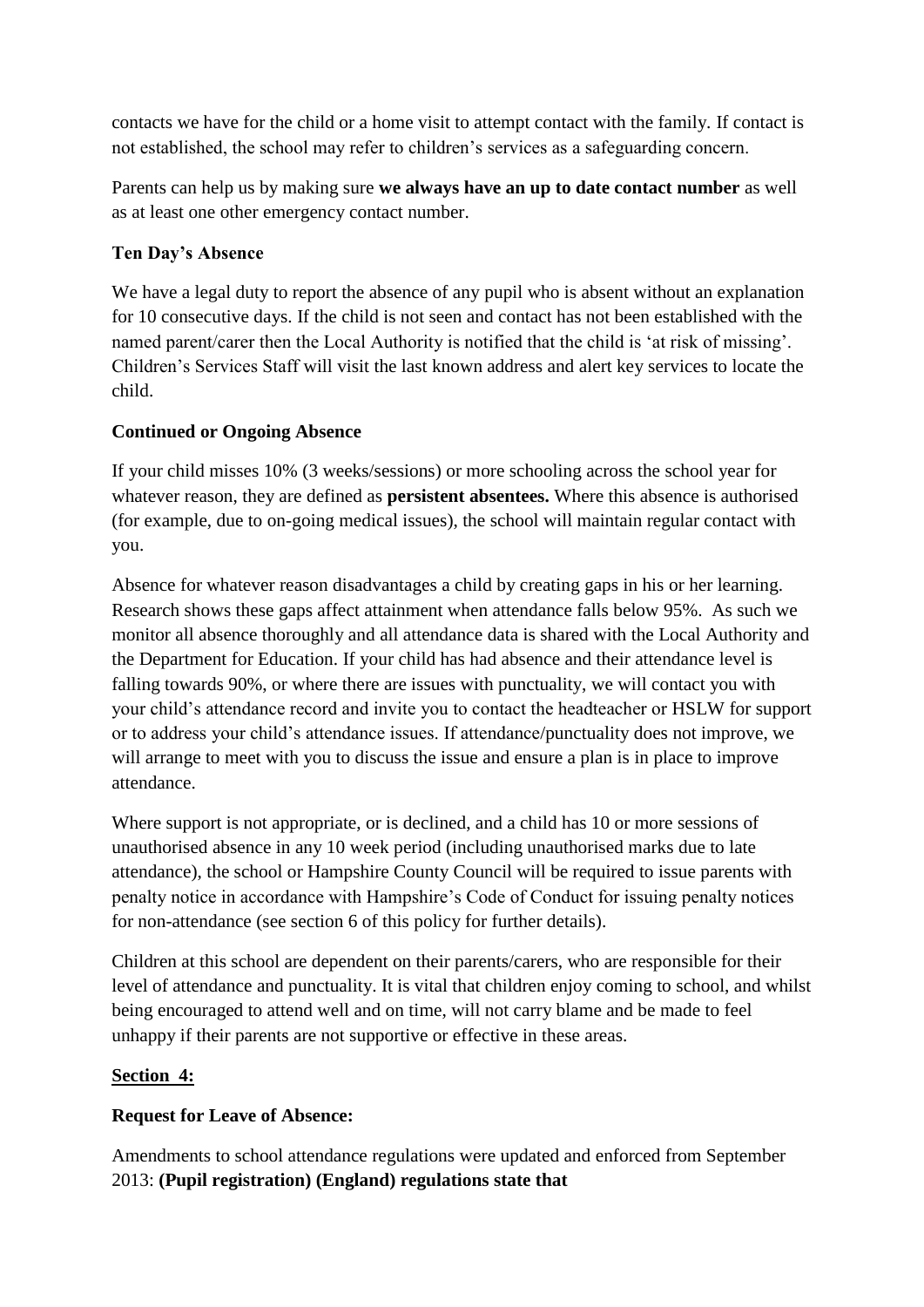contacts we have for the child or a home visit to attempt contact with the family. If contact is not established, the school may refer to children's services as a safeguarding concern.

Parents can help us by making sure **we always have an up to date contact number** as well as at least one other emergency contact number.

**Ten Day's Absence**

We have a legal duty to report the absence of any pupil who is absent without an explanation for 10 consecutive days. If the child is not seen and contact has not been established with the named parent/carer then the Local Authority is notified that the child is 'at risk of missing'. Children's Services Staff will visit the last known address and alert key services to locate the child.

**Continued or Ongoing Absence**

If your child misses 10% (3 weeks/sessions) or more schooling across the school year for whatever reason, they are defined as **persistent absentees.** Where this absence is authorised (for example, due to on-going medical issues), the school will maintain regular contact with you.

Absence for whatever reason disadvantages a child by creating gaps in his or her learning. Research shows these gaps affect attainment when attendance falls below 95%. As such we monitor all absence thoroughly and all attendance data is shared with the Local Authority and the Department for Education. If your child has had absence and their attendance level is falling towards 90%, or where there are issues with punctuality, we will contact you with your child's attendance record and invite you to contact the headteacher or HSLW for support or to address your child's attendance issues. If attendance/punctuality does not improve, we will arrange to meet with you to discuss the issue and ensure a plan is in place to improve attendance.

Where support is not appropriate, or is declined, and a child has 10 or more sessions of unauthorised absence in any 10 week period (including unauthorised marks due to late attendance), the school or Hampshire County Council will be required to issue parents with penalty notice in accordance with Hampshire's Code of Conduct for issuing penalty notices for non-attendance (see section 6 of this policy for further details).

Children at this school are dependent on their parents/carers, who are responsible for their level of attendance and punctuality. It is vital that children enjoy coming to school, and whilst being encouraged to attend well and on time, will not carry blame and be made to feel unhappy if their parents are not supportive or effective in these areas.

**Section 4:**

**Request for Leave of Absence:**

Amendments to school attendance regulations were updated and enforced from September 2013: **(Pupil registration) (England) regulations state that**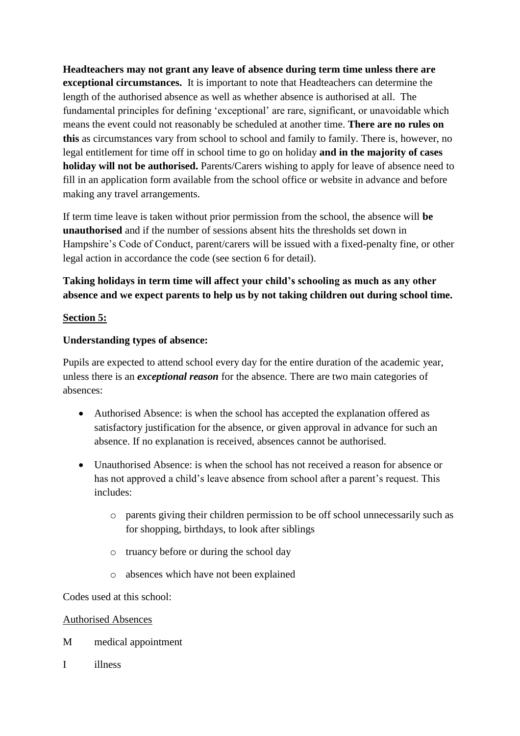**Headteachers may not grant any leave of absence during term time unless there are exceptional circumstances.** It is important to note that Headteachers can determine the length of the authorised absence as well as whether absence is authorised at all. The fundamental principles for defining 'exceptional' are rare, significant, or unavoidable which means the event could not reasonably be scheduled at another time. **There are no rules on this** as circumstances vary from school to school and family to family. There is, however, no legal entitlement for time off in school time to go on holiday **and in the majority of cases holiday will not be authorised.** Parents/Carers wishing to apply for leave of absence need to fill in an application form available from the school office or website in advance and before making any travel arrangements.

If term time leave is taken without prior permission from the school, the absence will **be unauthorised** and if the number of sessions absent hits the thresholds set down in Hampshire's Code of Conduct, parent/carers will be issued with a fixed-penalty fine, or other legal action in accordance the code (see section 6 for detail).

**Taking holidays in term time will affect your child's schooling as much as any other absence and we expect parents to help us by not taking children out during school time.**

## Section 5:

**Understanding types of absence:**

Pupils are expected to attend school every day for the entire duration of the academic year, unless there is an ***exceptional reason*** for the absence. There are two main categories of absences:

- Authorised Absence: is when the school has accepted the explanation offered as satisfactory justification for the absence, or given approval in advance for such an absence. If no explanation is received, absences cannot be authorised.
- Unauthorised Absence: is when the school has not received a reason for absence or has not approved a child's leave absence from school after a parent's request. This includes:
  - parents giving their children permission to be off school unnecessarily such as for shopping, birthdays, to look after siblings
  - truancy before or during the school day
  - absences which have not been explained

Codes used at this school:

Authorised Absences

M medical appointment

I illness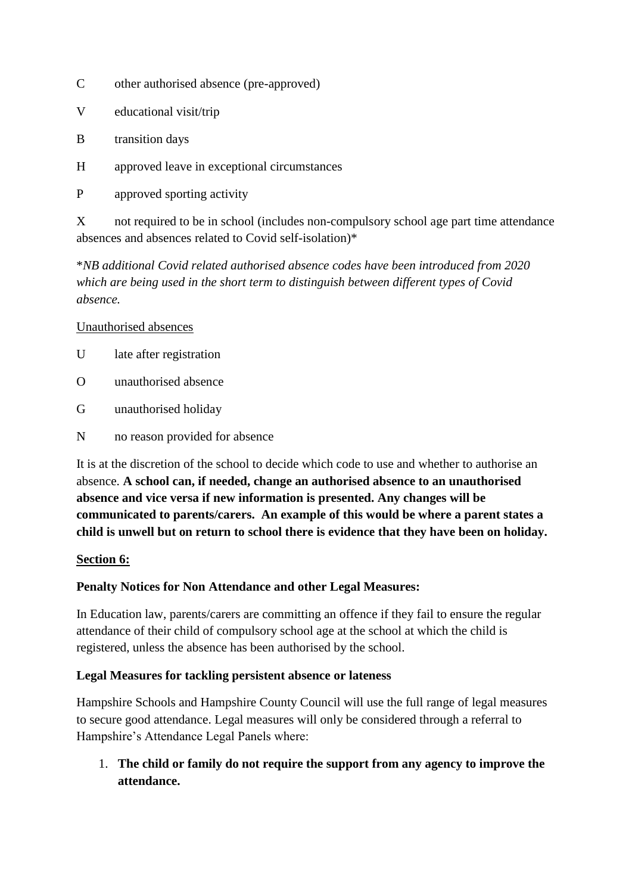C	other authorised absence (pre-approved)

V	educational visit/trip

B	transition days

H	approved leave in exceptional circumstances

P	approved sporting activity

X	not required to be in school (includes non-compulsory school age part time attendance absences and absences related to Covid self-isolation)*

**NB additional Covid related authorised absence codes have been introduced from 2020 which are being used in the short term to distinguish between different types of Covid absence.*

Unauthorised absences

U	late after registration

O	unauthorised absence

G	unauthorised holiday

N	no reason provided for absence

It is at the discretion of the school to decide which code to use and whether to authorise an absence. **A school can, if needed, change an authorised absence to an unauthorised absence and vice versa if new information is presented. Any changes will be communicated to parents/carers. An example of this would be where a parent states a child is unwell but on return to school there is evidence that they have been on holiday.**

## Section 6:

### Penalty Notices for Non Attendance and other Legal Measures:

In Education law, parents/carers are committing an offence if they fail to ensure the regular attendance of their child of compulsory school age at the school at which the child is registered, unless the absence has been authorised by the school.

### Legal Measures for tackling persistent absence or lateness

Hampshire Schools and Hampshire County Council will use the full range of legal measures to secure good attendance. Legal measures will only be considered through a referral to Hampshire's Attendance Legal Panels where:

1. **The child or family do not require the support from any agency to improve the attendance.**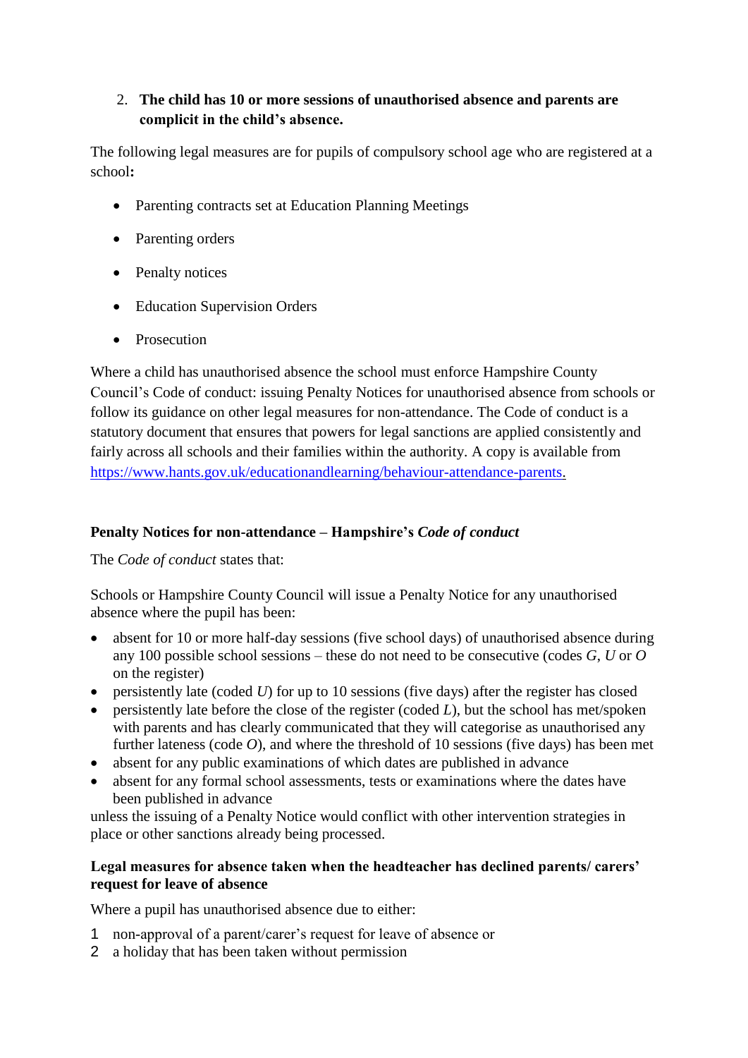2. **The child has 10 or more sessions of unauthorised absence and parents are complicit in the child's absence.**

The following legal measures are for pupils of compulsory school age who are registered at a school**:**

- Parenting contracts set at Education Planning Meetings
- Parenting orders
- Penalty notices
- Education Supervision Orders
- Prosecution

Where a child has unauthorised absence the school must enforce Hampshire County Council's Code of conduct: issuing Penalty Notices for unauthorised absence from schools or follow its guidance on other legal measures for non-attendance. The Code of conduct is a statutory document that ensures that powers for legal sanctions are applied consistently and fairly across all schools and their families within the authority. A copy is available from [https://www.hants.gov.uk/educationandlearning/behaviour-attendance-parents.](https://www.hants.gov.uk/educationandlearning/behaviour-attendance-parents)

**Penalty Notices for non-attendance – Hampshire's *Code of conduct***

The *Code of conduct* states that:

Schools or Hampshire County Council will issue a Penalty Notice for any unauthorised absence where the pupil has been:

- absent for 10 or more half-day sessions (five school days) of unauthorised absence during any 100 possible school sessions – these do not need to be consecutive (codes *G*, *U* or *O* on the register)
- persistently late (coded *U*) for up to 10 sessions (five days) after the register has closed
- persistently late before the close of the register (coded *L*), but the school has met/spoken with parents and has clearly communicated that they will categorise as unauthorised any further lateness (code *O*), and where the threshold of 10 sessions (five days) has been met
- absent for any public examinations of which dates are published in advance
- absent for any formal school assessments, tests or examinations where the dates have been published in advance

unless the issuing of a Penalty Notice would conflict with other intervention strategies in place or other sanctions already being processed.

**Legal measures for absence taken when the headteacher has declined parents/ carers' request for leave of absence**

Where a pupil has unauthorised absence due to either:

1. non-approval of a parent/carer's request for leave of absence or
2. a holiday that has been taken without permission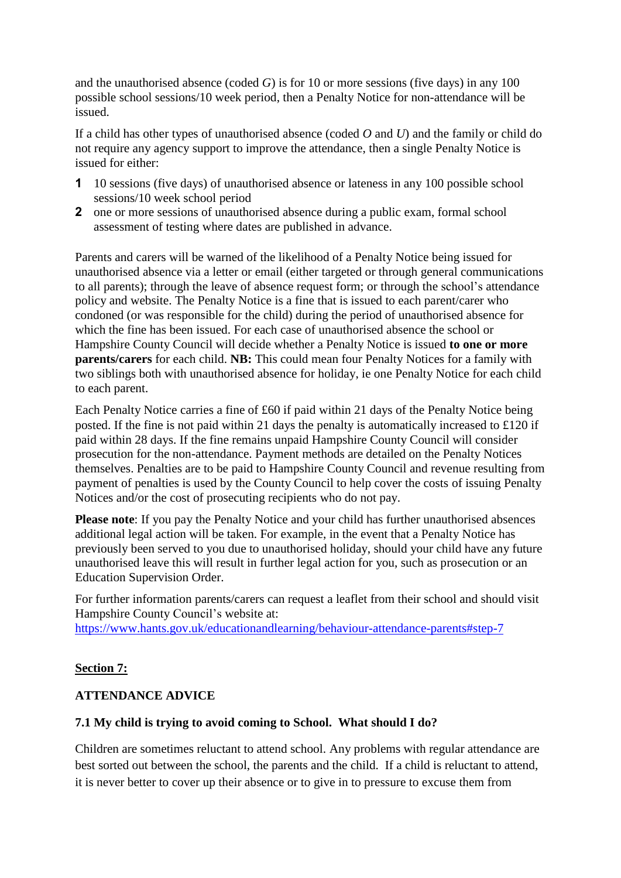and the unauthorised absence (coded *G*) is for 10 or more sessions (five days) in any 100 possible school sessions/10 week period, then a Penalty Notice for non-attendance will be issued.

If a child has other types of unauthorised absence (coded *O* and *U*) and the family or child do not require any agency support to improve the attendance, then a single Penalty Notice is issued for either:

1. 10 sessions (five days) of unauthorised absence or lateness in any 100 possible school sessions/10 week school period
2. one or more sessions of unauthorised absence during a public exam, formal school assessment of testing where dates are published in advance.

Parents and carers will be warned of the likelihood of a Penalty Notice being issued for unauthorised absence via a letter or email (either targeted or through general communications to all parents); through the leave of absence request form; or through the school's attendance policy and website. The Penalty Notice is a fine that is issued to each parent/carer who condoned (or was responsible for the child) during the period of unauthorised absence for which the fine has been issued. For each case of unauthorised absence the school or Hampshire County Council will decide whether a Penalty Notice is issued **to one or more parents/carers** for each child. **NB:** This could mean four Penalty Notices for a family with two siblings both with unauthorised absence for holiday, ie one Penalty Notice for each child to each parent.

Each Penalty Notice carries a fine of £60 if paid within 21 days of the Penalty Notice being posted. If the fine is not paid within 21 days the penalty is automatically increased to £120 if paid within 28 days. If the fine remains unpaid Hampshire County Council will consider prosecution for the non-attendance. Payment methods are detailed on the Penalty Notices themselves. Penalties are to be paid to Hampshire County Council and revenue resulting from payment of penalties is used by the County Council to help cover the costs of issuing Penalty Notices and/or the cost of prosecuting recipients who do not pay.

**Please note**: If you pay the Penalty Notice and your child has further unauthorised absences additional legal action will be taken. For example, in the event that a Penalty Notice has previously been served to you due to unauthorised holiday, should your child have any future unauthorised leave this will result in further legal action for you, such as prosecution or an Education Supervision Order.

For further information parents/carers can request a leaflet from their school and should visit Hampshire County Council's website at:
https://www.hants.gov.uk/educationandlearning/behaviour-attendance-parents#step-7

## Section 7:

### ATTENDANCE ADVICE

#### 7.1 My child is trying to avoid coming to School. What should I do?

Children are sometimes reluctant to attend school. Any problems with regular attendance are best sorted out between the school, the parents and the child. If a child is reluctant to attend, it is never better to cover up their absence or to give in to pressure to excuse them from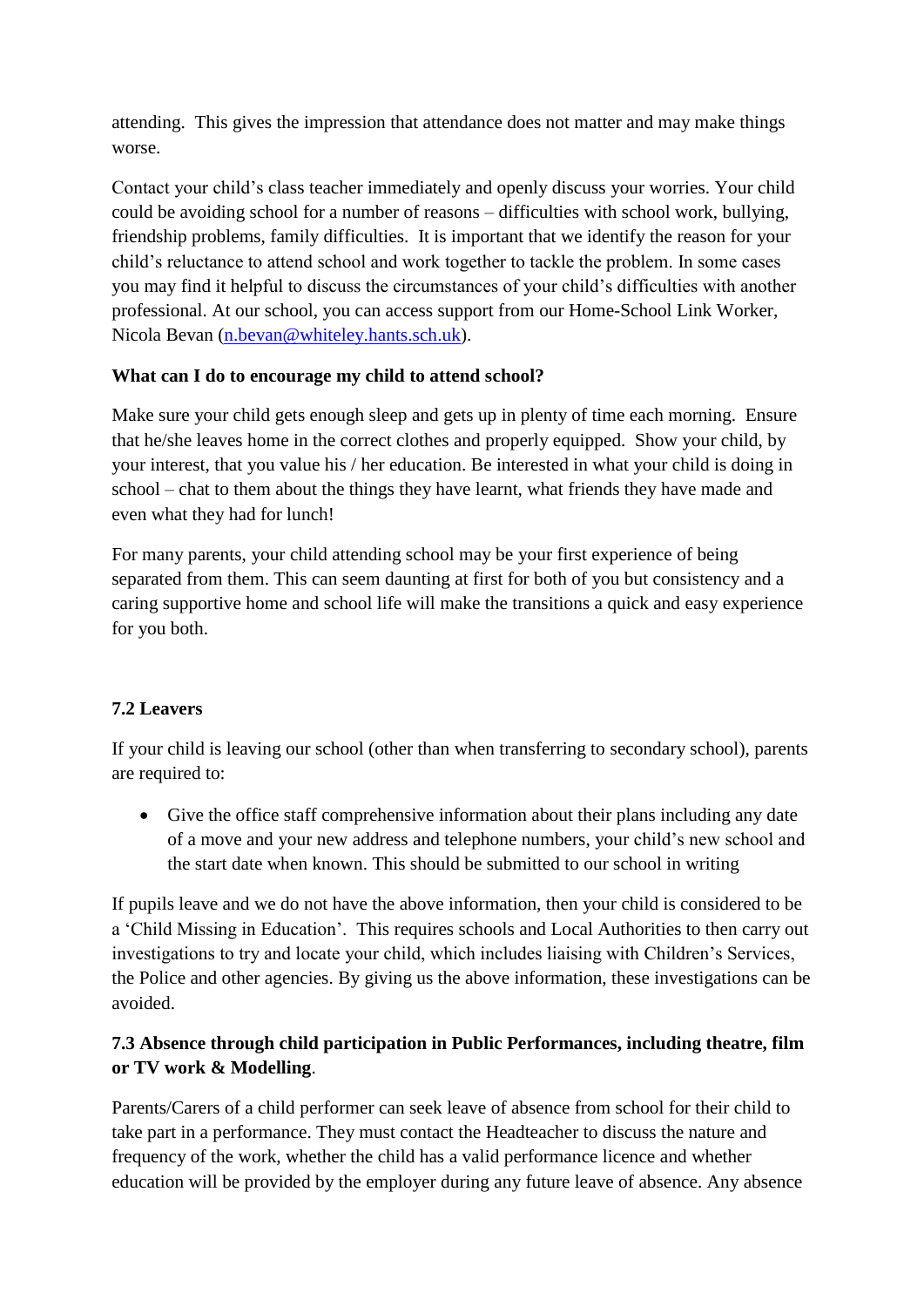attending. This gives the impression that attendance does not matter and may make things worse.

Contact your child's class teacher immediately and openly discuss your worries. Your child could be avoiding school for a number of reasons – difficulties with school work, bullying, friendship problems, family difficulties. It is important that we identify the reason for your child's reluctance to attend school and work together to tackle the problem. In some cases you may find it helpful to discuss the circumstances of your child's difficulties with another professional. At our school, you can access support from our Home-School Link Worker, Nicola Bevan (n.bevan@whiteley.hants.sch.uk).

**What can I do to encourage my child to attend school?**

Make sure your child gets enough sleep and gets up in plenty of time each morning. Ensure that he/she leaves home in the correct clothes and properly equipped. Show your child, by your interest, that you value his / her education. Be interested in what your child is doing in school – chat to them about the things they have learnt, what friends they have made and even what they had for lunch!

For many parents, your child attending school may be your first experience of being separated from them. This can seem daunting at first for both of you but consistency and a caring supportive home and school life will make the transitions a quick and easy experience for you both.

### 7.2 Leavers

If your child is leaving our school (other than when transferring to secondary school), parents are required to:

- Give the office staff comprehensive information about their plans including any date of a move and your new address and telephone numbers, your child's new school and the start date when known. This should be submitted to our school in writing

If pupils leave and we do not have the above information, then your child is considered to be a 'Child Missing in Education'. This requires schools and Local Authorities to then carry out investigations to try and locate your child, which includes liaising with Children's Services, the Police and other agencies. By giving us the above information, these investigations can be avoided.

### 7.3 Absence through child participation in Public Performances, including theatre, film or TV work & Modelling.

Parents/Carers of a child performer can seek leave of absence from school for their child to take part in a performance. They must contact the Headteacher to discuss the nature and frequency of the work, whether the child has a valid performance licence and whether education will be provided by the employer during any future leave of absence. Any absence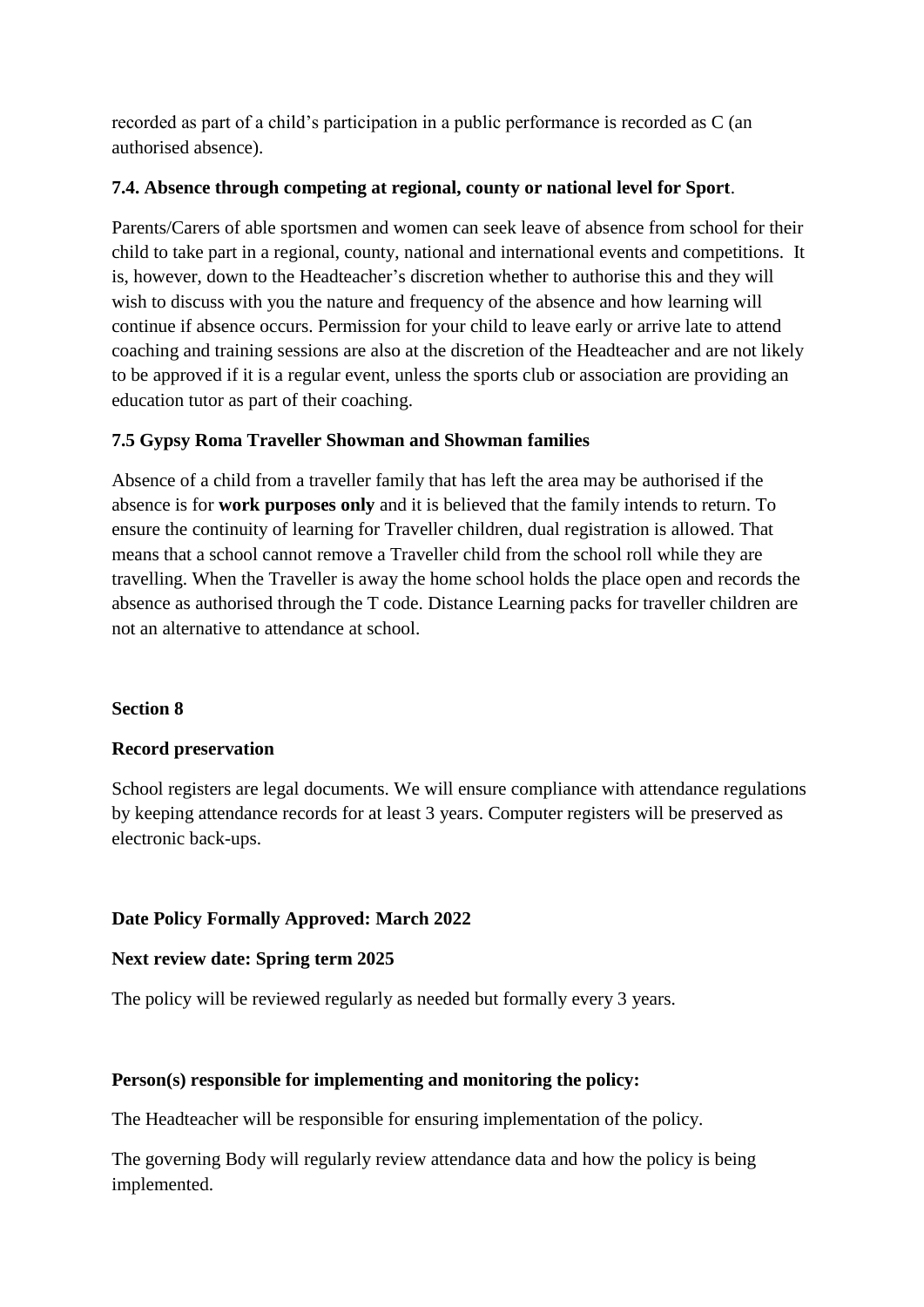recorded as part of a child's participation in a public performance is recorded as C (an authorised absence).

### 7.4. Absence through competing at regional, county or national level for Sport.

Parents/Carers of able sportsmen and women can seek leave of absence from school for their child to take part in a regional, county, national and international events and competitions. It is, however, down to the Headteacher's discretion whether to authorise this and they will wish to discuss with you the nature and frequency of the absence and how learning will continue if absence occurs. Permission for your child to leave early or arrive late to attend coaching and training sessions are also at the discretion of the Headteacher and are not likely to be approved if it is a regular event, unless the sports club or association are providing an education tutor as part of their coaching.

### 7.5 Gypsy Roma Traveller Showman and Showman families

Absence of a child from a traveller family that has left the area may be authorised if the absence is for **work purposes only** and it is believed that the family intends to return. To ensure the continuity of learning for Traveller children, dual registration is allowed. That means that a school cannot remove a Traveller child from the school roll while they are travelling. When the Traveller is away the home school holds the place open and records the absence as authorised through the T code. Distance Learning packs for traveller children are not an alternative to attendance at school.

## Section 8

### Record preservation

School registers are legal documents. We will ensure compliance with attendance regulations by keeping attendance records for at least 3 years. Computer registers will be preserved as electronic back-ups.

**Date Policy Formally Approved: March 2022**

**Next review date: Spring term 2025**

The policy will be reviewed regularly as needed but formally every 3 years.

**Person(s) responsible for implementing and monitoring the policy:**

The Headteacher will be responsible for ensuring implementation of the policy.

The governing Body will regularly review attendance data and how the policy is being implemented.